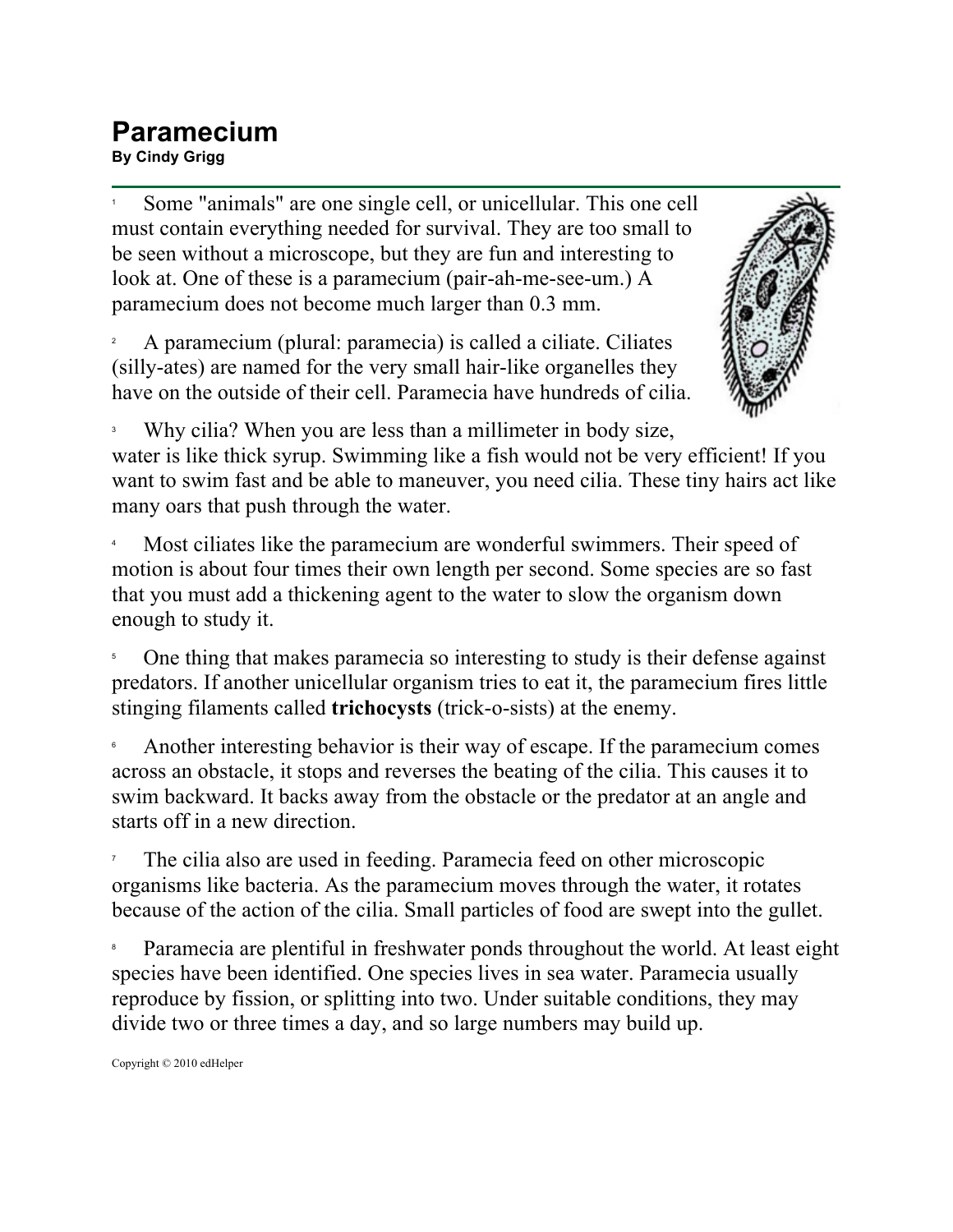# Paramecium

**By Cindy Grigg**

1 Some "animals" are one single cell, or unicellular. This one cell must contain everything needed for survival. They are too small to be seen without a microscope, but they are fun and interesting to look at. One of these is a paramecium (pair-ah-me-see-um.) A paramecium does not become much larger than 0.3 mm.

2 A paramecium (plural: paramecia) is called a ciliate. Ciliates (silly-ates) are named for the very small hair-like organelles they have on the outside of their cell. Paramecia have hundreds of cilia.

3 Why cilia? When you are less than a millimeter in body size, water is like thick syrup. Swimming like a fish would not be very efficient! If you want to swim fast and be able to maneuver, you need cilia. These tiny hairs act like many oars that push through the water.

4 Most ciliates like the paramecium are wonderful swimmers. Their speed of motion is about four times their own length per second. Some species are so fast that you must add a thickening agent to the water to slow the organism down enough to study it.

5 One thing that makes paramecia so interesting to study is their defense against predators. If another unicellular organism tries to eat it, the paramecium fires little stinging filaments called **trichocysts** (trick-o-sists) at the enemy.

6 Another interesting behavior is their way of escape. If the paramecium comes across an obstacle, it stops and reverses the beating of the cilia. This causes it to swim backward. It backs away from the obstacle or the predator at an angle and starts off in a new direction.

7 The cilia also are used in feeding. Paramecia feed on other microscopic organisms like bacteria. As the paramecium moves through the water, it rotates because of the action of the cilia. Small particles of food are swept into the gullet.

8 Paramecia are plentiful in freshwater ponds throughout the world. At least eight species have been identified. One species lives in sea water. Paramecia usually reproduce by fission, or splitting into two. Under suitable conditions, they may divide two or three times a day, and so large numbers may build up.

Copyright © 2010 edHelper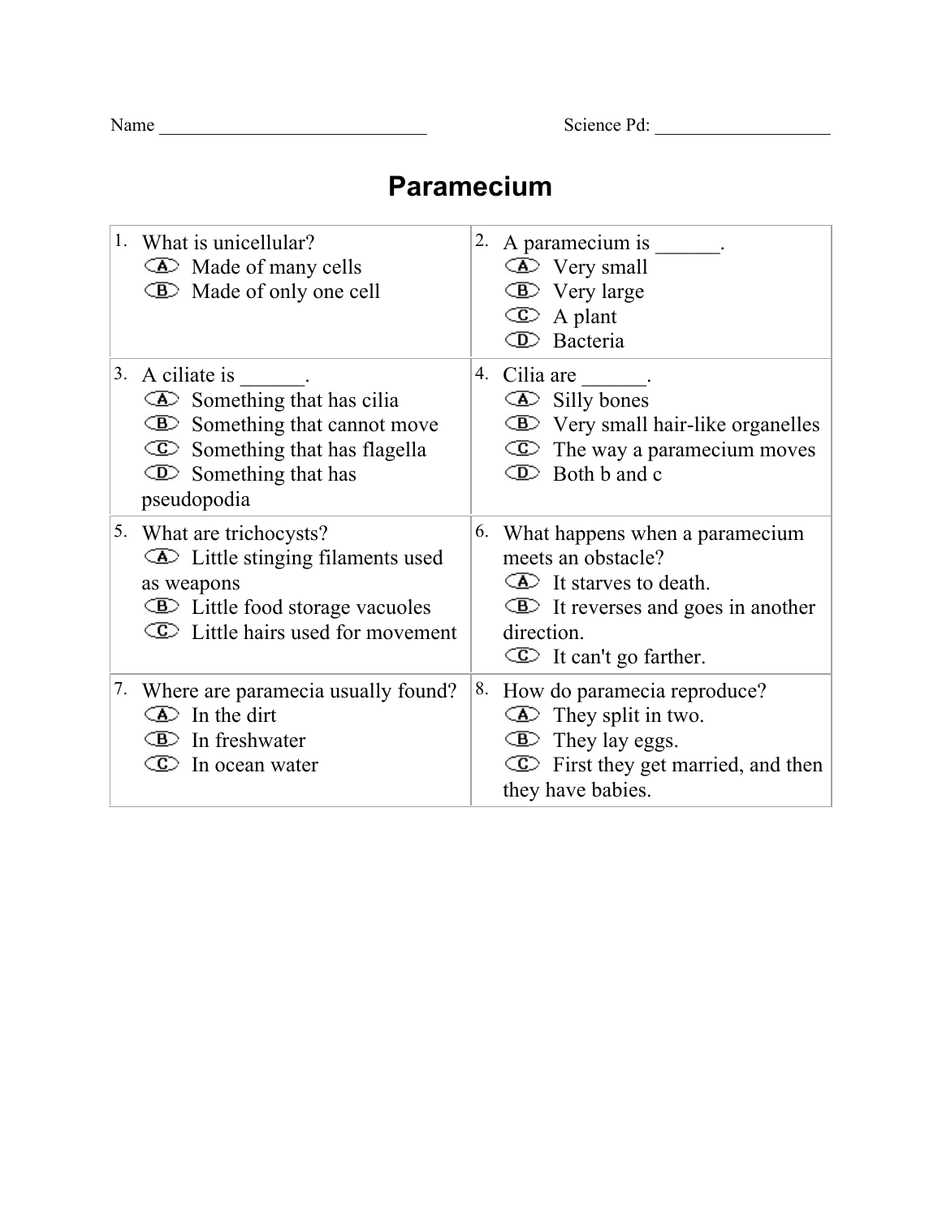Name ______________________________ Science Pd: ___________________

# Paramecium

1. What is unicellular?
   - (A) Made of many cells
   - (B) Made of only one cell

2. A paramecium is ______.
   - (A) Very small
   - (B) Very large
   - (C) A plant
   - (D) Bacteria

3. A ciliate is ______.
   - (A) Something that has cilia
   - (B) Something that cannot move
   - (C) Something that has flagella
   - (D) Something that has pseudopodia

4. Cilia are ______.
   - (A) Silly bones
   - (B) Very small hair-like organelles
   - (C) The way a paramecium moves
   - (D) Both b and c

5. What are trichocysts?
   - (A) Little stinging filaments used as weapons
   - (B) Little food storage vacuoles
   - (C) Little hairs used for movement

6. What happens when a paramecium meets an obstacle?
   - (A) It starves to death.
   - (B) It reverses and goes in another direction.
   - (C) It can't go farther.

7. Where are paramecia usually found?
   - (A) In the dirt
   - (B) In freshwater
   - (C) In ocean water

8. How do paramecia reproduce?
   - (A) They split in two.
   - (B) They lay eggs.
   - (C) First they get married, and then they have babies.